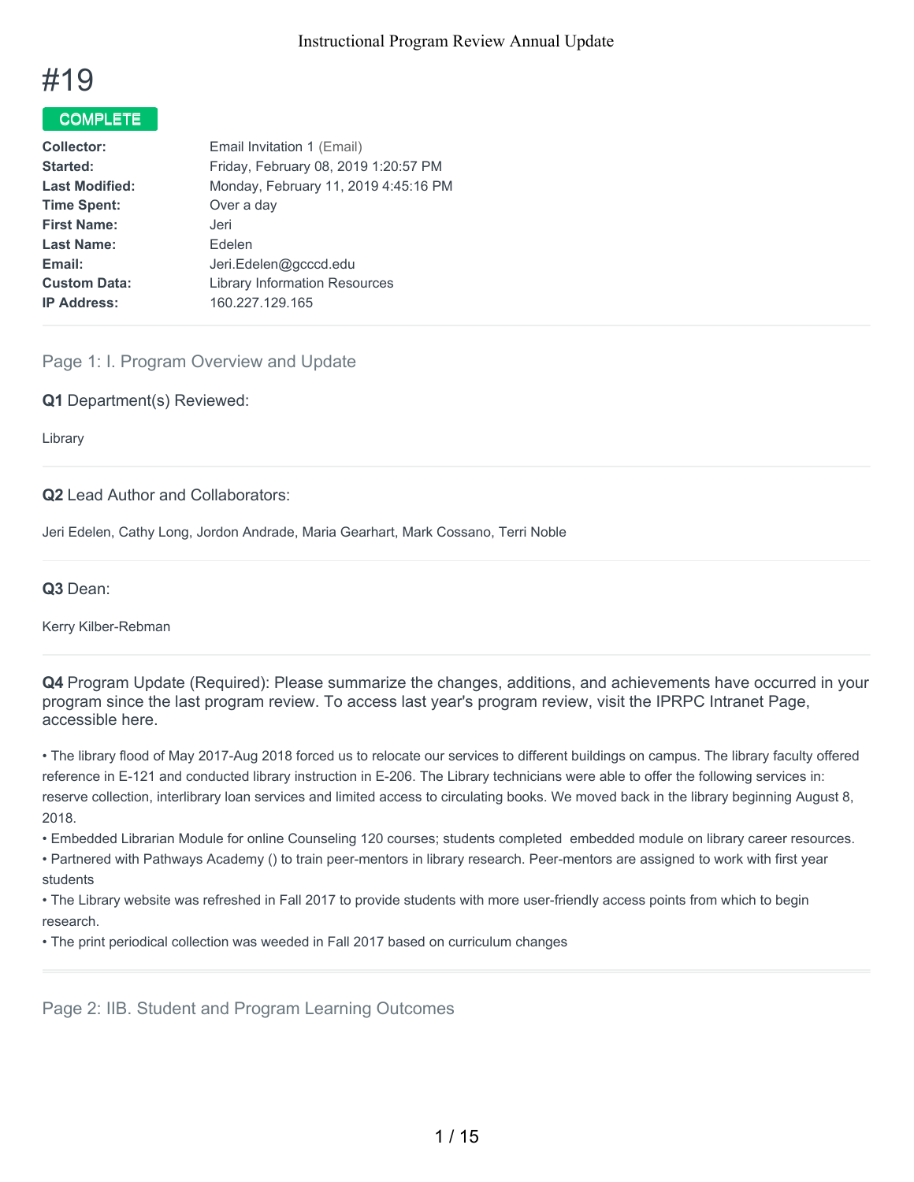# #19

**COMPLETE**

| | |
|---|---|
| **Collector:** | Email Invitation 1 (Email) |
| **Started:** | Friday, February 08, 2019 1:20:57 PM |
| **Last Modified:** | Monday, February 11, 2019 4:45:16 PM |
| **Time Spent:** | Over a day |
| **First Name:** | Jeri |
| **Last Name:** | Edelen |
| **Email:** | Jeri.Edelen@gcccd.edu |
| **Custom Data:** | Library Information Resources |
| **IP Address:** | 160.227.129.165 |

## Page 1: I. Program Overview and Update

**Q1** Department(s) Reviewed:

Library

**Q2** Lead Author and Collaborators:

Jeri Edelen, Cathy Long, Jordon Andrade, Maria Gearhart, Mark Cossano, Terri Noble

**Q3** Dean:

Kerry Kilber-Rebman

**Q4** Program Update (Required): Please summarize the changes, additions, and achievements have occurred in your program since the last program review. To access last year's program review, visit the IPRPC Intranet Page, accessible here.

• The library flood of May 2017-Aug 2018 forced us to relocate our services to different buildings on campus. The library faculty offered reference in E-121 and conducted library instruction in E-206. The Library technicians were able to offer the following services in: reserve collection, interlibrary loan services and limited access to circulating books. We moved back in the library beginning August 8, 2018.
• Embedded Librarian Module for online Counseling 120 courses; students completed embedded module on library career resources.
• Partnered with Pathways Academy () to train peer-mentors in library research. Peer-mentors are assigned to work with first year students
• The Library website was refreshed in Fall 2017 to provide students with more user-friendly access points from which to begin research.
• The print periodical collection was weeded in Fall 2017 based on curriculum changes

## Page 2: IIB. Student and Program Learning Outcomes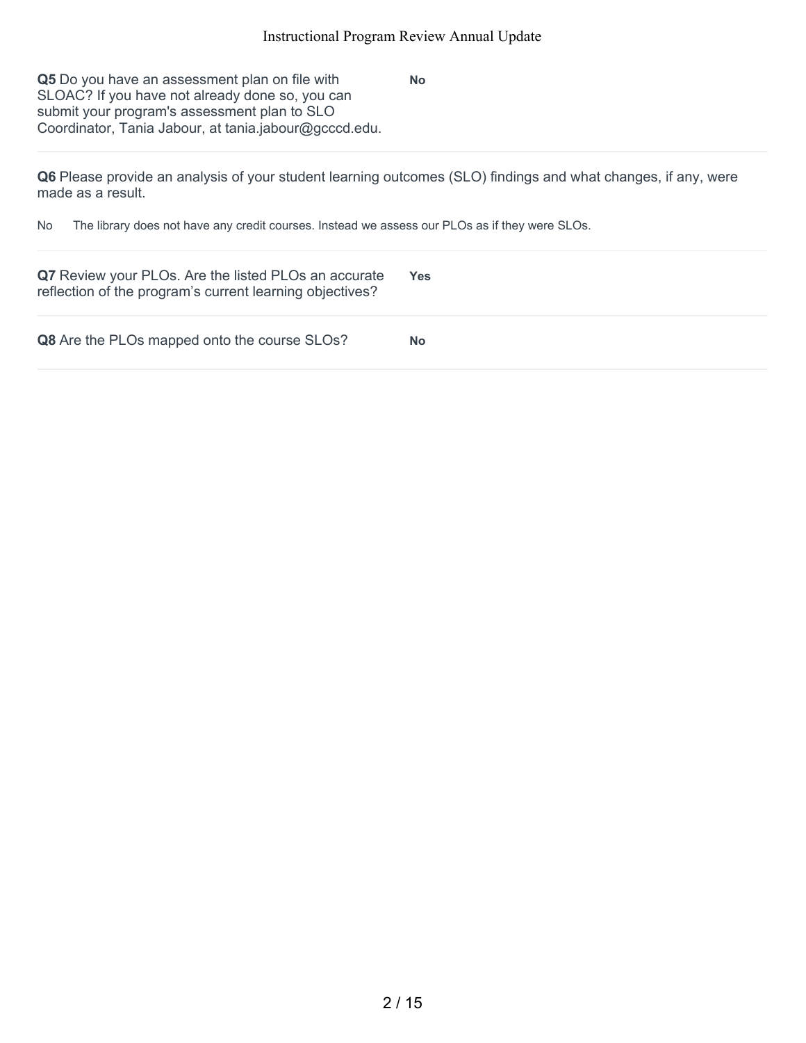**Q5** Do you have an assessment plan on file with SLOAC? If you have not already done so, you can submit your program's assessment plan to SLO Coordinator, Tania Jabour, at tania.jabour@gcccd.edu.

**No**

---

**Q6** Please provide an analysis of your student learning outcomes (SLO) findings and what changes, if any, were made as a result.

No The library does not have any credit courses. Instead we assess our PLOs as if they were SLOs.

---

**Q7** Review your PLOs. Are the listed PLOs an accurate reflection of the program's current learning objectives?

**Yes**

---

**Q8** Are the PLOs mapped onto the course SLOs?

**No**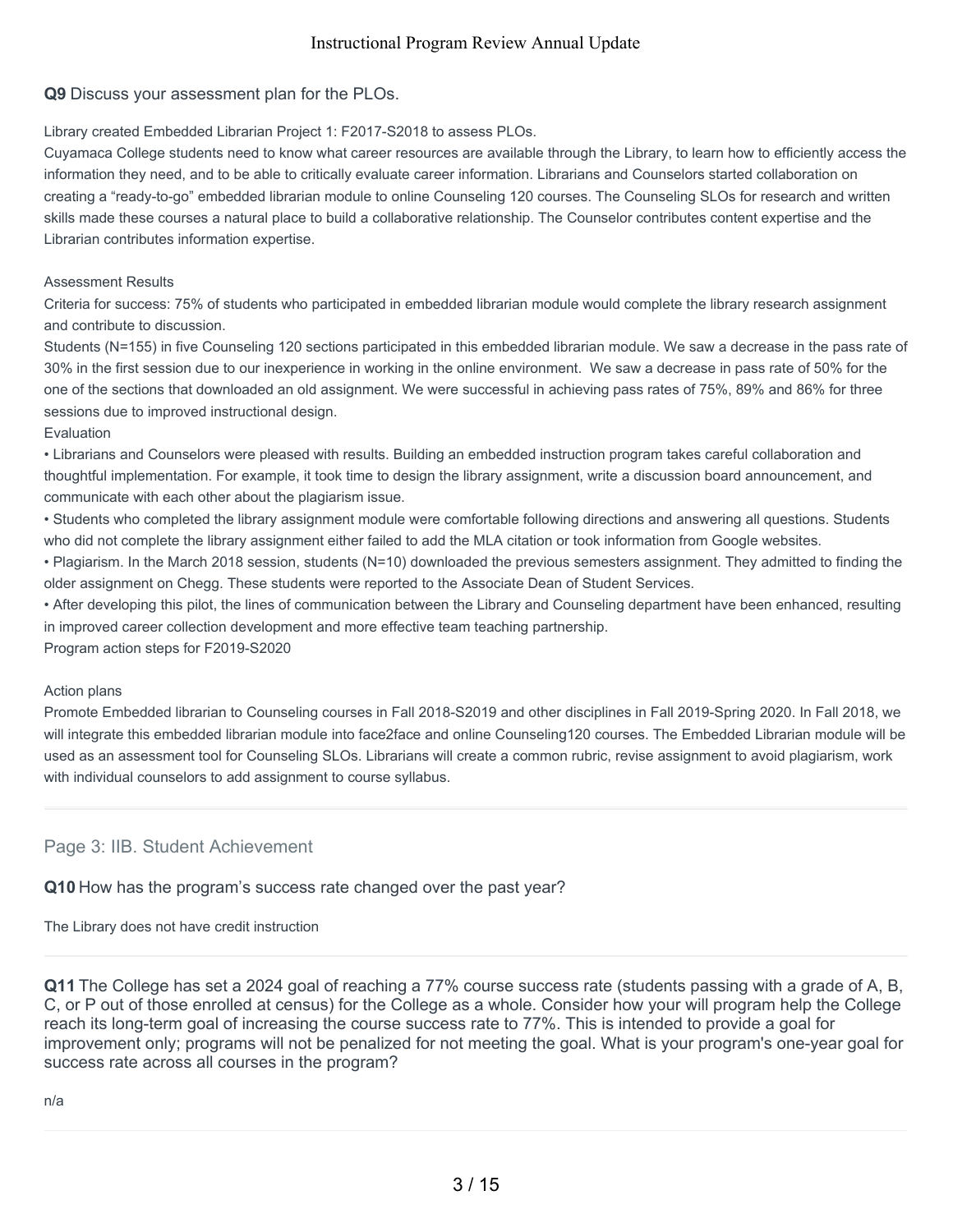**Q9** Discuss your assessment plan for the PLOs.

Library created Embedded Librarian Project 1: F2017-S2018 to assess PLOs.
Cuyamaca College students need to know what career resources are available through the Library, to learn how to efficiently access the information they need, and to be able to critically evaluate career information. Librarians and Counselors started collaboration on creating a "ready-to-go" embedded librarian module to online Counseling 120 courses. The Counseling SLOs for research and written skills made these courses a natural place to build a collaborative relationship. The Counselor contributes content expertise and the Librarian contributes information expertise.

Assessment Results
Criteria for success: 75% of students who participated in embedded librarian module would complete the library research assignment and contribute to discussion.
Students (N=155) in five Counseling 120 sections participated in this embedded librarian module. We saw a decrease in the pass rate of 30% in the first session due to our inexperience in working in the online environment. We saw a decrease in pass rate of 50% for the one of the sections that downloaded an old assignment. We were successful in achieving pass rates of 75%, 89% and 86% for three sessions due to improved instructional design.
Evaluation
• Librarians and Counselors were pleased with results. Building an embedded instruction program takes careful collaboration and thoughtful implementation. For example, it took time to design the library assignment, write a discussion board announcement, and communicate with each other about the plagiarism issue.
• Students who completed the library assignment module were comfortable following directions and answering all questions. Students who did not complete the library assignment either failed to add the MLA citation or took information from Google websites.
• Plagiarism. In the March 2018 session, students (N=10) downloaded the previous semesters assignment. They admitted to finding the older assignment on Chegg. These students were reported to the Associate Dean of Student Services.
• After developing this pilot, the lines of communication between the Library and Counseling department have been enhanced, resulting in improved career collection development and more effective team teaching partnership.
Program action steps for F2019-S2020

Action plans
Promote Embedded librarian to Counseling courses in Fall 2018-S2019 and other disciplines in Fall 2019-Spring 2020. In Fall 2018, we will integrate this embedded librarian module into face2face and online Counseling120 courses. The Embedded Librarian module will be used as an assessment tool for Counseling SLOs. Librarians will create a common rubric, revise assignment to avoid plagiarism, work with individual counselors to add assignment to course syllabus.

## Page 3: IIB. Student Achievement

**Q10** How has the program's success rate changed over the past year?

The Library does not have credit instruction

**Q11** The College has set a 2024 goal of reaching a 77% course success rate (students passing with a grade of A, B, C, or P out of those enrolled at census) for the College as a whole. Consider how your will program help the College reach its long-term goal of increasing the course success rate to 77%. This is intended to provide a goal for improvement only; programs will not be penalized for not meeting the goal. What is your program's one-year goal for success rate across all courses in the program?

n/a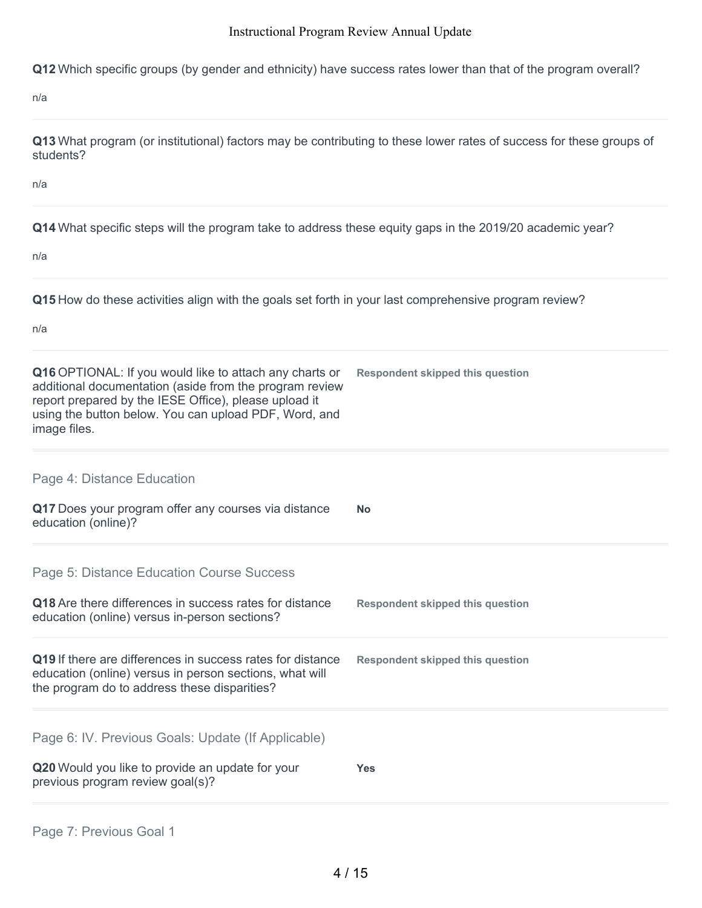**Q12** Which specific groups (by gender and ethnicity) have success rates lower than that of the program overall?

n/a

**Q13** What program (or institutional) factors may be contributing to these lower rates of success for these groups of students?

n/a

**Q14** What specific steps will the program take to address these equity gaps in the 2019/20 academic year?

n/a

**Q15** How do these activities align with the goals set forth in your last comprehensive program review?

n/a

**Q16** OPTIONAL: If you would like to attach any charts or additional documentation (aside from the program review report prepared by the IESE Office), please upload it using the button below. You can upload PDF, Word, and image files.

**Respondent skipped this question**

## Page 4: Distance Education

**Q17** Does your program offer any courses via distance education (online)?

**No**

## Page 5: Distance Education Course Success

**Q18** Are there differences in success rates for distance education (online) versus in-person sections?

**Respondent skipped this question**

**Q19** If there are differences in success rates for distance education (online) versus in person sections, what will the program do to address these disparities?

**Respondent skipped this question**

## Page 6: IV. Previous Goals: Update (If Applicable)

**Q20** Would you like to provide an update for your previous program review goal(s)?

**Yes**

## Page 7: Previous Goal 1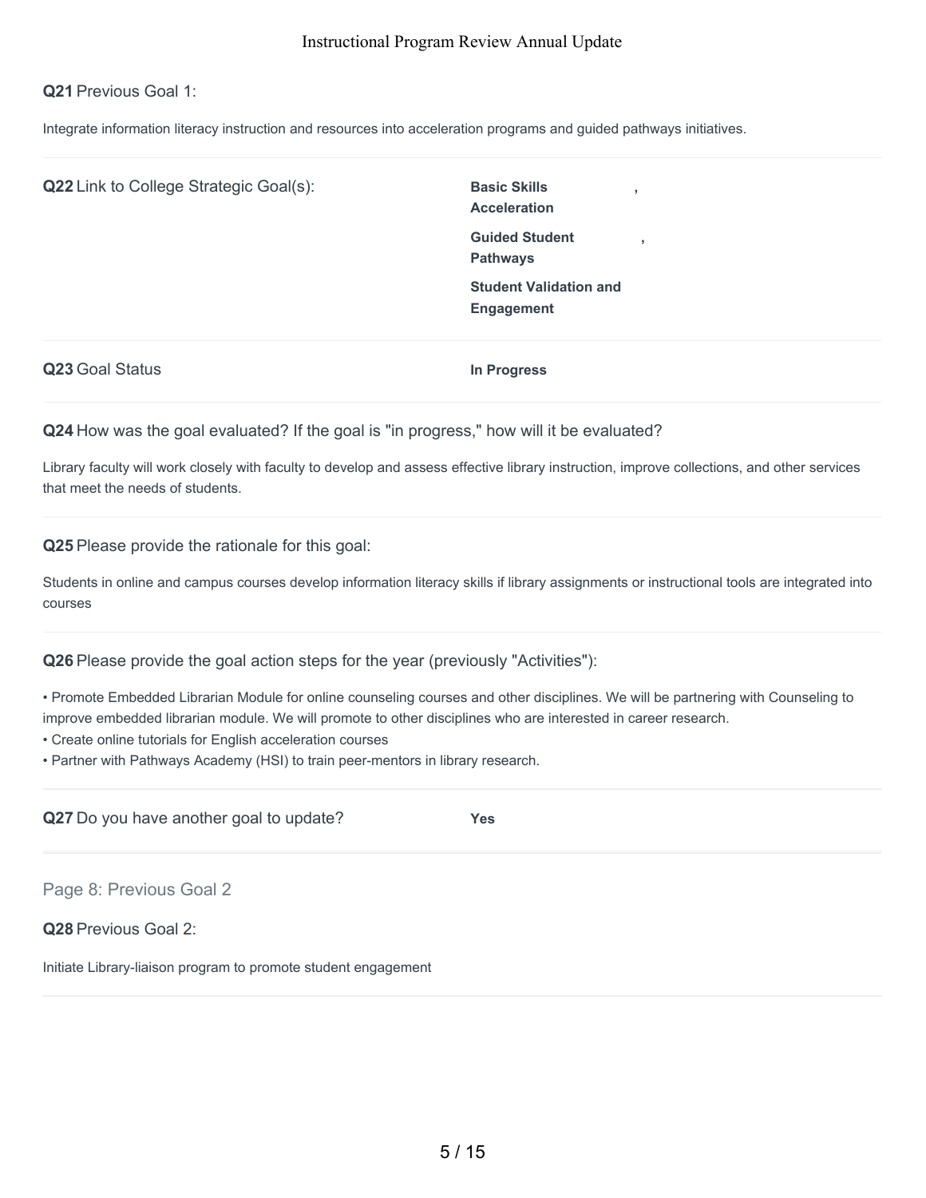**Q21** Previous Goal 1:

Integrate information literacy instruction and resources into acceleration programs and guided pathways initiatives.

**Q22** Link to College Strategic Goal(s):

**Basic Skills Acceleration**,

**Guided Student Pathways**,

**Student Validation and Engagement**

**Q23** Goal Status

**In Progress**

**Q24** How was the goal evaluated? If the goal is "in progress," how will it be evaluated?

Library faculty will work closely with faculty to develop and assess effective library instruction, improve collections, and other services that meet the needs of students.

**Q25** Please provide the rationale for this goal:

Students in online and campus courses develop information literacy skills if library assignments or instructional tools are integrated into courses

**Q26** Please provide the goal action steps for the year (previously "Activities"):

- Promote Embedded Librarian Module for online counseling courses and other disciplines. We will be partnering with Counseling to improve embedded librarian module. We will promote to other disciplines who are interested in career research.
- Create online tutorials for English acceleration courses
- Partner with Pathways Academy (HSI) to train peer-mentors in library research.

**Q27** Do you have another goal to update?

**Yes**

## Page 8: Previous Goal 2

**Q28** Previous Goal 2:

Initiate Library-liaison program to promote student engagement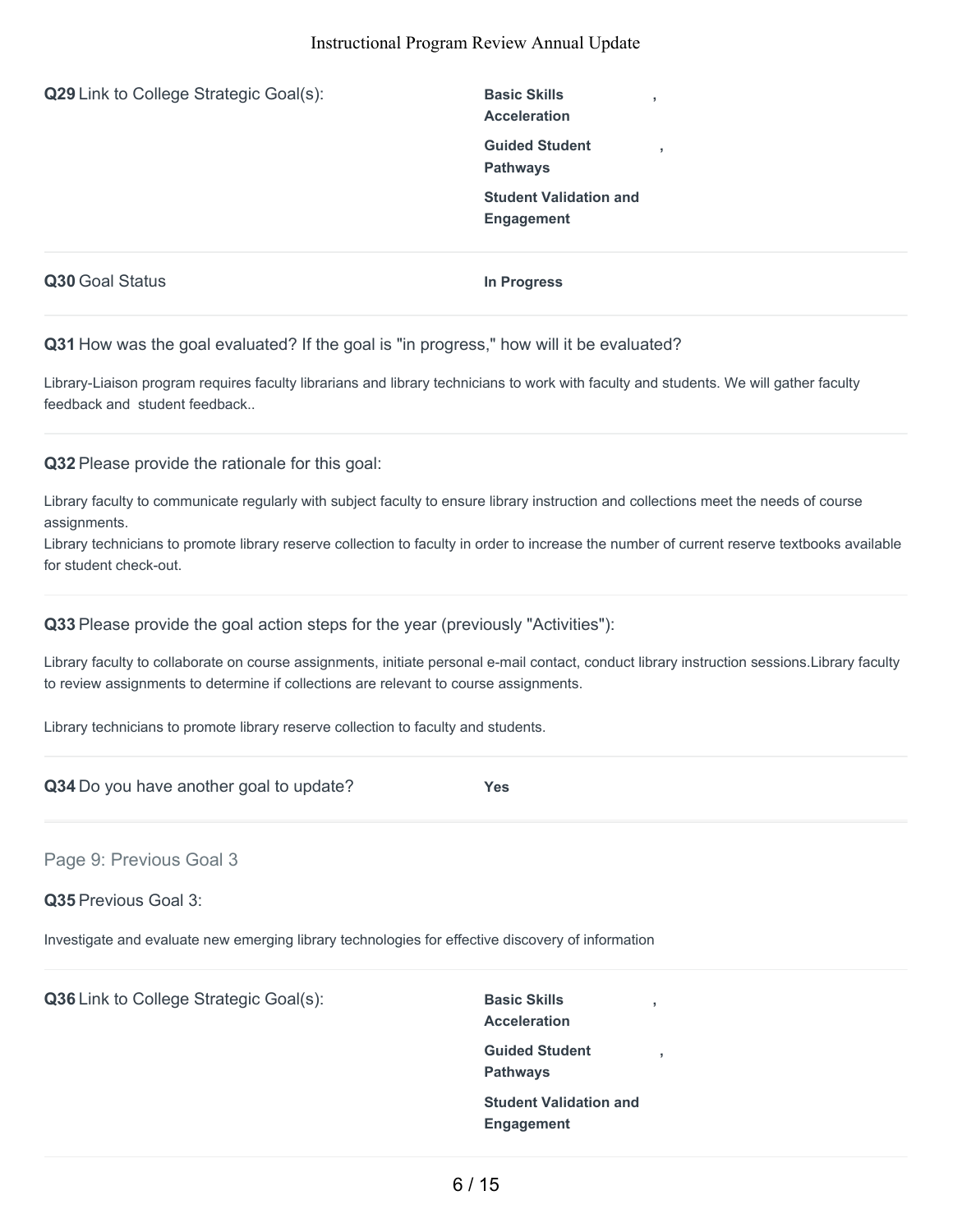**Q29** Link to College Strategic Goal(s):

**Basic Skills Acceleration**,
**Guided Student Pathways**,
**Student Validation and Engagement**

---

**Q30** Goal Status

**In Progress**

---

**Q31** How was the goal evaluated? If the goal is "in progress," how will it be evaluated?

Library-Liaison program requires faculty librarians and library technicians to work with faculty and students. We will gather faculty feedback and student feedback..

---

**Q32** Please provide the rationale for this goal:

Library faculty to communicate regularly with subject faculty to ensure library instruction and collections meet the needs of course assignments.
Library technicians to promote library reserve collection to faculty in order to increase the number of current reserve textbooks available for student check-out.

---

**Q33** Please provide the goal action steps for the year (previously "Activities"):

Library faculty to collaborate on course assignments, initiate personal e-mail contact, conduct library instruction sessions.Library faculty to review assignments to determine if collections are relevant to course assignments.

Library technicians to promote library reserve collection to faculty and students.

---

**Q34** Do you have another goal to update?

**Yes**

---

## Page 9: Previous Goal 3

**Q35** Previous Goal 3:

Investigate and evaluate new emerging library technologies for effective discovery of information

---

**Q36** Link to College Strategic Goal(s):

**Basic Skills Acceleration**,
**Guided Student Pathways**,
**Student Validation and Engagement**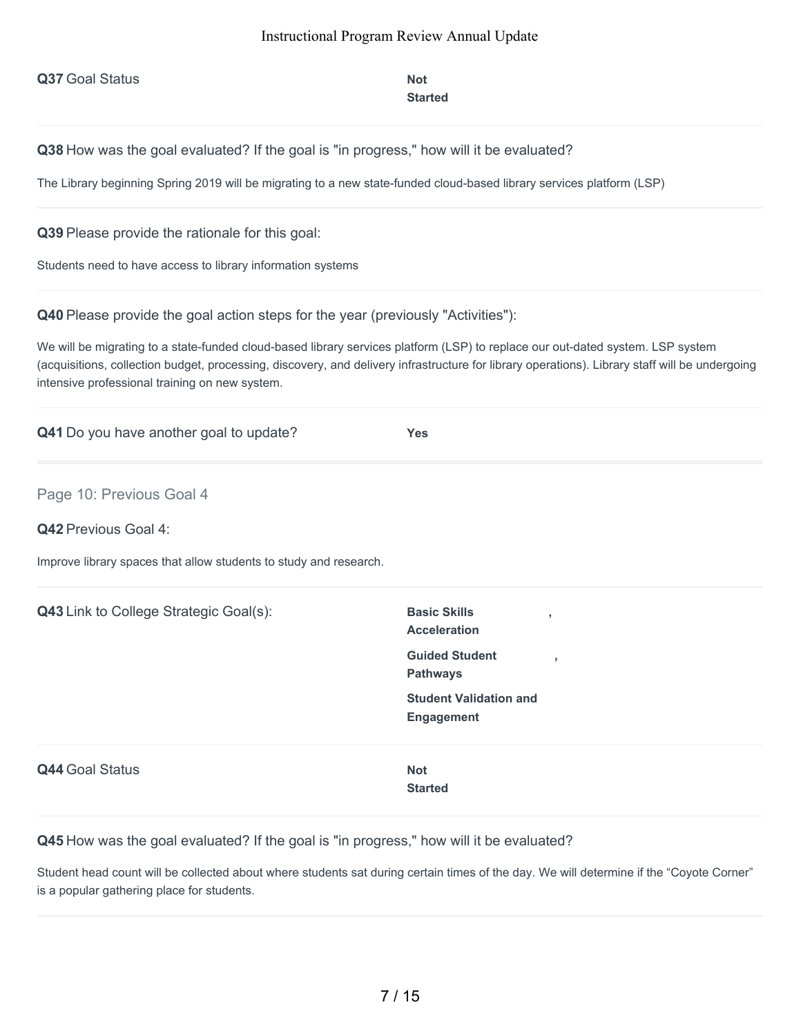**Q37** Goal Status

**Not Started**

**Q38** How was the goal evaluated? If the goal is "in progress," how will it be evaluated?

The Library beginning Spring 2019 will be migrating to a new state-funded cloud-based library services platform (LSP)

**Q39** Please provide the rationale for this goal:

Students need to have access to library information systems

**Q40** Please provide the goal action steps for the year (previously "Activities"):

We will be migrating to a state-funded cloud-based library services platform (LSP) to replace our out-dated system. LSP system (acquisitions, collection budget, processing, discovery, and delivery infrastructure for library operations). Library staff will be undergoing intensive professional training on new system.

**Q41** Do you have another goal to update?

**Yes**

## Page 10: Previous Goal 4

**Q42** Previous Goal 4:

Improve library spaces that allow students to study and research.

**Q43** Link to College Strategic Goal(s):

**Basic Skills Acceleration**,
**Guided Student Pathways**,
**Student Validation and Engagement**

**Q44** Goal Status

**Not Started**

**Q45** How was the goal evaluated? If the goal is "in progress," how will it be evaluated?

Student head count will be collected about where students sat during certain times of the day. We will determine if the "Coyote Corner" is a popular gathering place for students.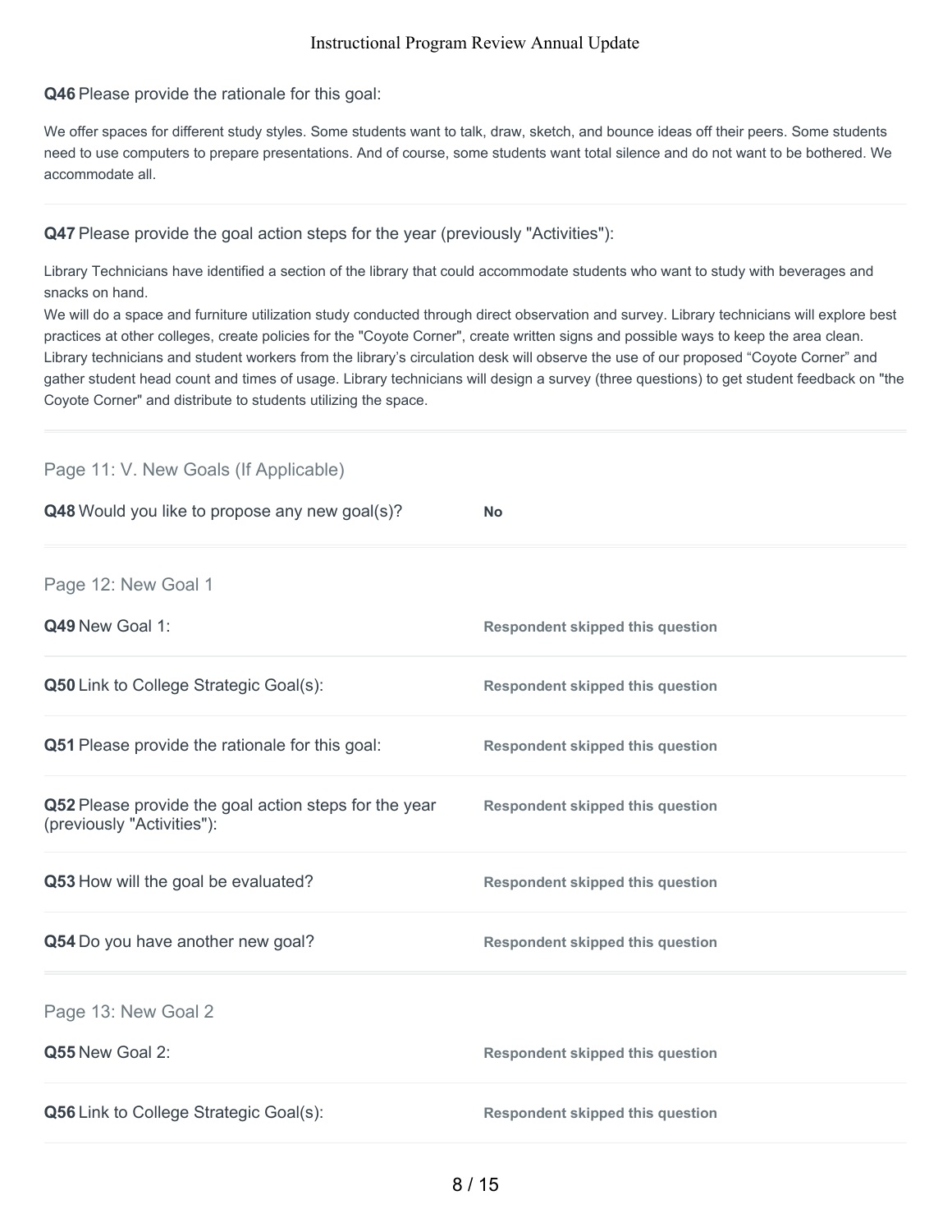**Q46** Please provide the rationale for this goal:

We offer spaces for different study styles. Some students want to talk, draw, sketch, and bounce ideas off their peers. Some students need to use computers to prepare presentations. And of course, some students want total silence and do not want to be bothered. We accommodate all.

**Q47** Please provide the goal action steps for the year (previously "Activities"):

Library Technicians have identified a section of the library that could accommodate students who want to study with beverages and snacks on hand.
We will do a space and furniture utilization study conducted through direct observation and survey. Library technicians will explore best practices at other colleges, create policies for the "Coyote Corner", create written signs and possible ways to keep the area clean. Library technicians and student workers from the library's circulation desk will observe the use of our proposed "Coyote Corner" and gather student head count and times of usage. Library technicians will design a survey (three questions) to get student feedback on "the Coyote Corner" and distribute to students utilizing the space.

## Page 11: V. New Goals (If Applicable)

**Q48** Would you like to propose any new goal(s)? **No**

## Page 12: New Goal 1

**Q49** New Goal 1: **Respondent skipped this question**

**Q50** Link to College Strategic Goal(s): **Respondent skipped this question**

**Q51** Please provide the rationale for this goal: **Respondent skipped this question**

**Q52** Please provide the goal action steps for the year (previously "Activities"): **Respondent skipped this question**

**Q53** How will the goal be evaluated? **Respondent skipped this question**

**Q54** Do you have another new goal? **Respondent skipped this question**

## Page 13: New Goal 2

**Q55** New Goal 2: **Respondent skipped this question**

**Q56** Link to College Strategic Goal(s): **Respondent skipped this question**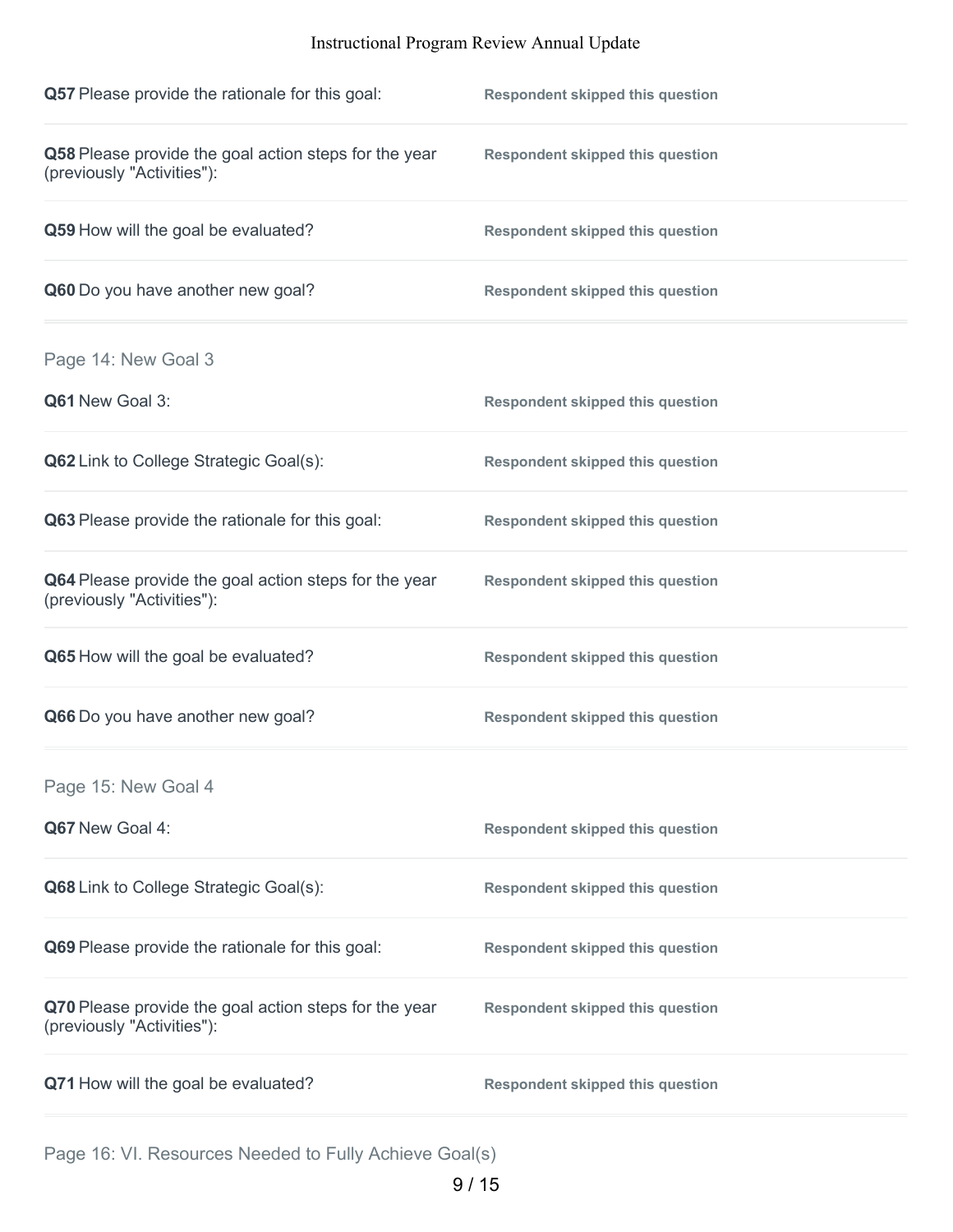**Q57** Please provide the rationale for this goal: **Respondent skipped this question**

**Q58** Please provide the goal action steps for the year (previously "Activities"): **Respondent skipped this question**

**Q59** How will the goal be evaluated? **Respondent skipped this question**

**Q60** Do you have another new goal? **Respondent skipped this question**

## Page 14: New Goal 3

**Q61** New Goal 3: **Respondent skipped this question**

**Q62** Link to College Strategic Goal(s): **Respondent skipped this question**

**Q63** Please provide the rationale for this goal: **Respondent skipped this question**

**Q64** Please provide the goal action steps for the year (previously "Activities"): **Respondent skipped this question**

**Q65** How will the goal be evaluated? **Respondent skipped this question**

**Q66** Do you have another new goal? **Respondent skipped this question**

## Page 15: New Goal 4

**Q67** New Goal 4: **Respondent skipped this question**

**Q68** Link to College Strategic Goal(s): **Respondent skipped this question**

**Q69** Please provide the rationale for this goal: **Respondent skipped this question**

**Q70** Please provide the goal action steps for the year (previously "Activities"): **Respondent skipped this question**

**Q71** How will the goal be evaluated? **Respondent skipped this question**

## Page 16: VI. Resources Needed to Fully Achieve Goal(s)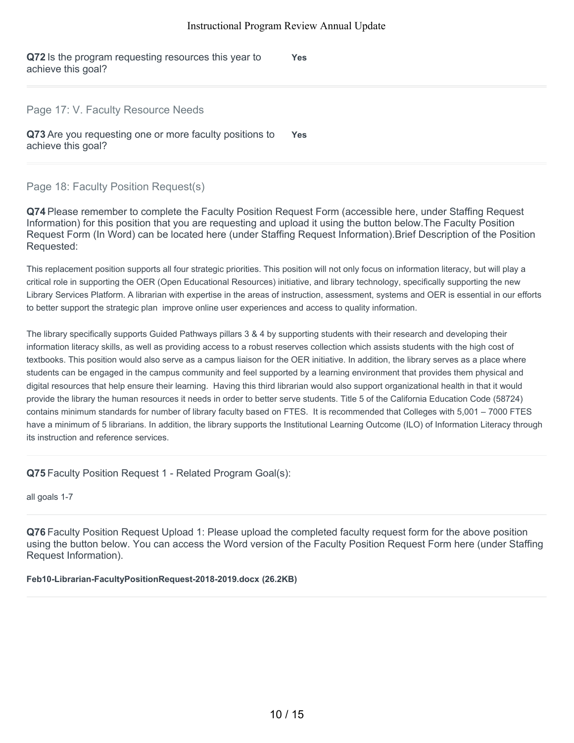**Q72** Is the program requesting resources this year to achieve this goal? **Yes**

## Page 17: V. Faculty Resource Needs

**Q73** Are you requesting one or more faculty positions to achieve this goal? **Yes**

## Page 18: Faculty Position Request(s)

**Q74** Please remember to complete the Faculty Position Request Form (accessible here, under Staffing Request Information) for this position that you are requesting and upload it using the button below.The Faculty Position Request Form (In Word) can be located here (under Staffing Request Information).Brief Description of the Position Requested:

This replacement position supports all four strategic priorities. This position will not only focus on information literacy, but will play a critical role in supporting the OER (Open Educational Resources) initiative, and library technology, specifically supporting the new Library Services Platform. A librarian with expertise in the areas of instruction, assessment, systems and OER is essential in our efforts to better support the strategic plan improve online user experiences and access to quality information.

The library specifically supports Guided Pathways pillars 3 & 4 by supporting students with their research and developing their information literacy skills, as well as providing access to a robust reserves collection which assists students with the high cost of textbooks. This position would also serve as a campus liaison for the OER initiative. In addition, the library serves as a place where students can be engaged in the campus community and feel supported by a learning environment that provides them physical and digital resources that help ensure their learning. Having this third librarian would also support organizational health in that it would provide the library the human resources it needs in order to better serve students. Title 5 of the California Education Code (58724) contains minimum standards for number of library faculty based on FTES. It is recommended that Colleges with 5,001 – 7000 FTES have a minimum of 5 librarians. In addition, the library supports the Institutional Learning Outcome (ILO) of Information Literacy through its instruction and reference services.

**Q75** Faculty Position Request 1 - Related Program Goal(s):

all goals 1-7

**Q76** Faculty Position Request Upload 1: Please upload the completed faculty request form for the above position using the button below. You can access the Word version of the Faculty Position Request Form here (under Staffing Request Information).

**Feb10-Librarian-FacultyPositionRequest-2018-2019.docx (26.2KB)**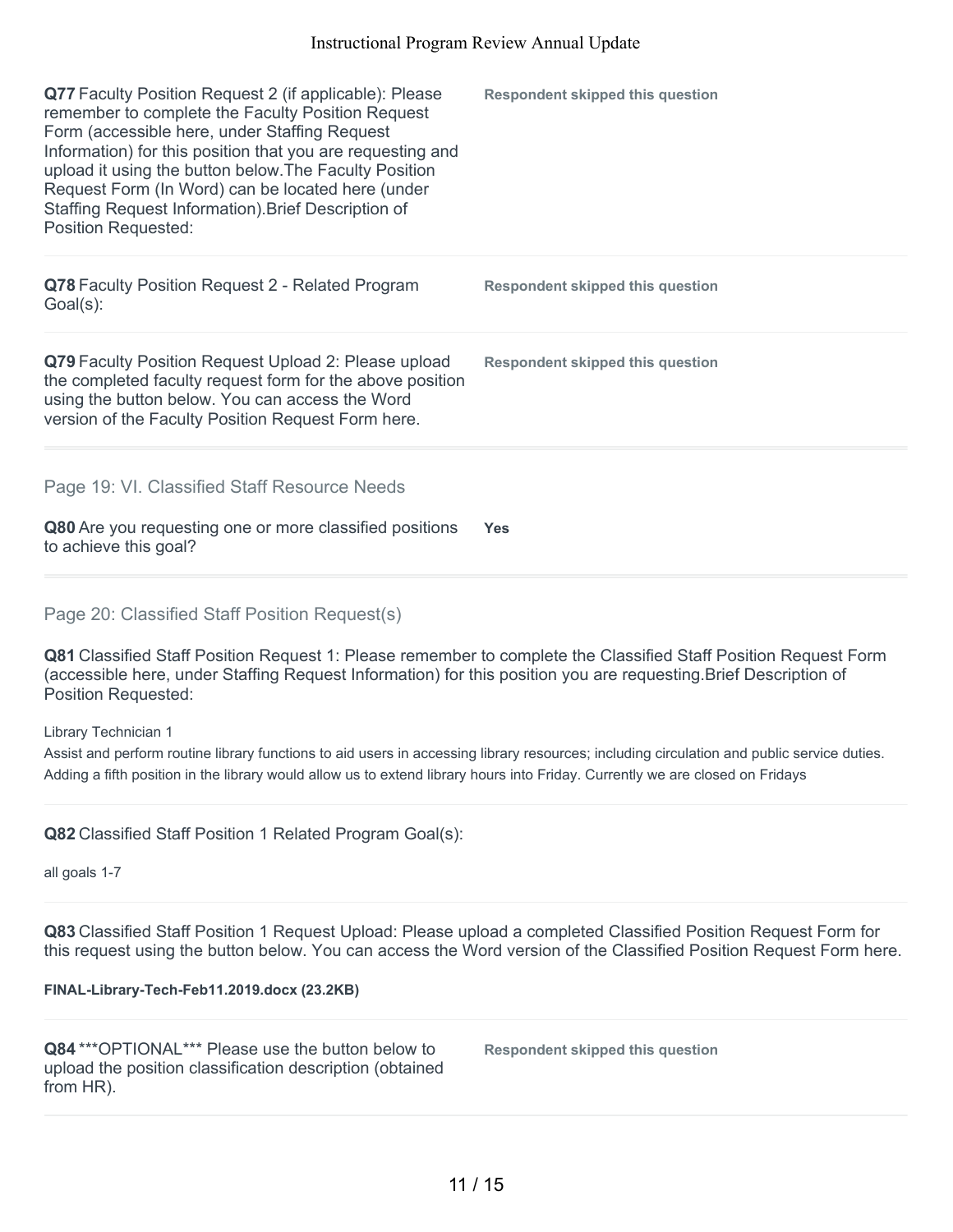**Q77** Faculty Position Request 2 (if applicable): Please remember to complete the Faculty Position Request Form (accessible here, under Staffing Request Information) for this position that you are requesting and upload it using the button below.The Faculty Position Request Form (In Word) can be located here (under Staffing Request Information).Brief Description of Position Requested:

**Respondent skipped this question**

**Q78** Faculty Position Request 2 - Related Program Goal(s):

**Respondent skipped this question**

**Q79** Faculty Position Request Upload 2: Please upload the completed faculty request form for the above position using the button below. You can access the Word version of the Faculty Position Request Form here.

**Respondent skipped this question**

## Page 19: VI. Classified Staff Resource Needs

**Q80** Are you requesting one or more classified positions to achieve this goal?

**Yes**

## Page 20: Classified Staff Position Request(s)

**Q81** Classified Staff Position Request 1: Please remember to complete the Classified Staff Position Request Form (accessible here, under Staffing Request Information) for this position you are requesting.Brief Description of Position Requested:

Library Technician 1
Assist and perform routine library functions to aid users in accessing library resources; including circulation and public service duties. Adding a fifth position in the library would allow us to extend library hours into Friday. Currently we are closed on Fridays

**Q82** Classified Staff Position 1 Related Program Goal(s):

all goals 1-7

**Q83** Classified Staff Position 1 Request Upload: Please upload a completed Classified Position Request Form for this request using the button below. You can access the Word version of the Classified Position Request Form here.

**FINAL-Library-Tech-Feb11.2019.docx (23.2KB)**

**Q84** ***OPTIONAL*** Please use the button below to upload the position classification description (obtained from HR).

**Respondent skipped this question**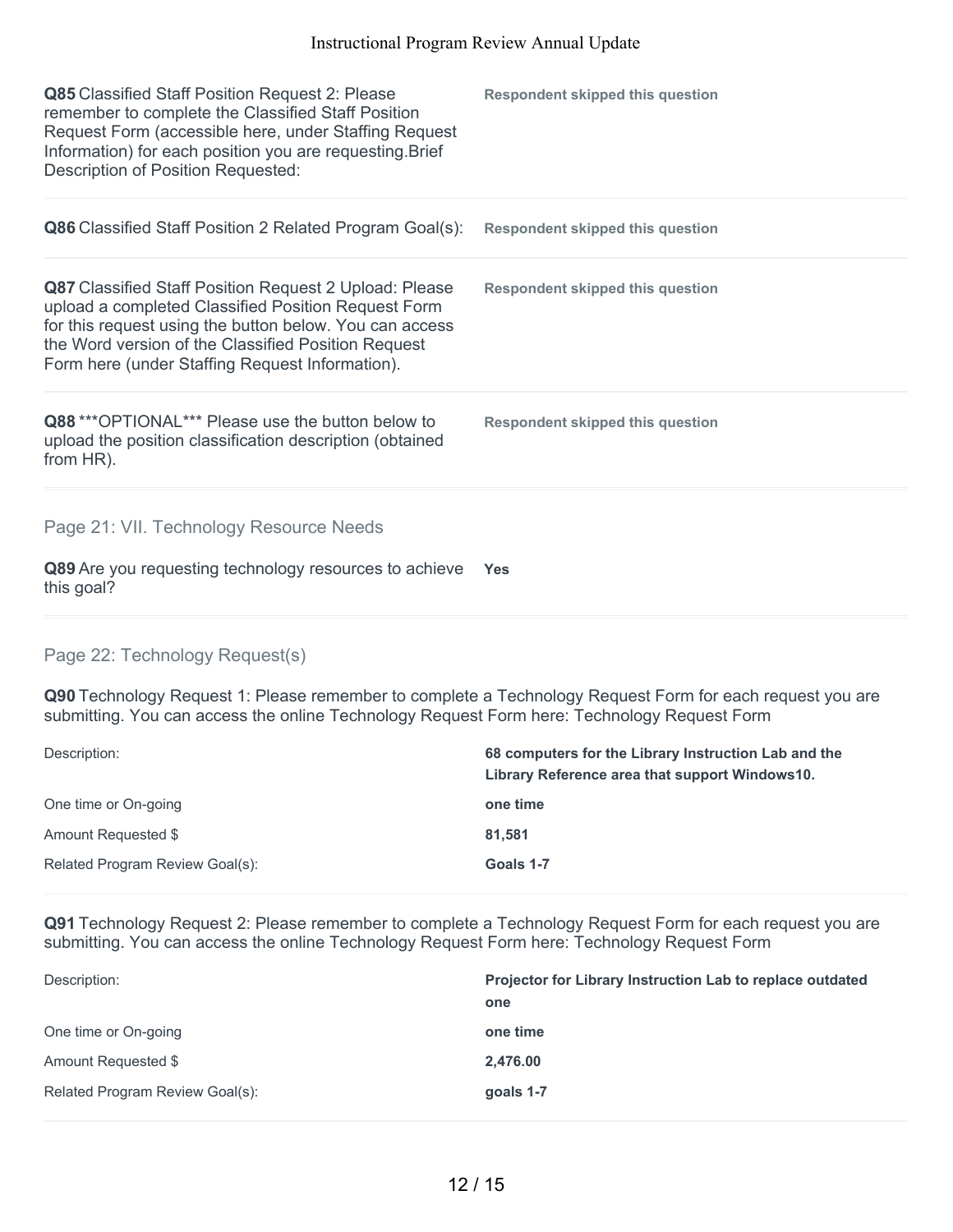**Q85** Classified Staff Position Request 2: Please remember to complete the Classified Staff Position Request Form (accessible here, under Staffing Request Information) for each position you are requesting.Brief Description of Position Requested:

**Respondent skipped this question**

**Q86** Classified Staff Position 2 Related Program Goal(s):

**Respondent skipped this question**

**Q87** Classified Staff Position Request 2 Upload: Please upload a completed Classified Position Request Form for this request using the button below. You can access the Word version of the Classified Position Request Form here (under Staffing Request Information).

**Respondent skipped this question**

**Q88** ***OPTIONAL*** Please use the button below to upload the position classification description (obtained from HR).

**Respondent skipped this question**

## Page 21: VII. Technology Resource Needs

**Q89** Are you requesting technology resources to achieve this goal?

**Yes**

## Page 22: Technology Request(s)

**Q90** Technology Request 1: Please remember to complete a Technology Request Form for each request you are submitting. You can access the online Technology Request Form here: Technology Request Form

| | |
|---|---|
| Description: | **68 computers for the Library Instruction Lab and the Library Reference area that support Windows10.** |
| One time or On-going | **one time** |
| Amount Requested $ | **81,581** |
| Related Program Review Goal(s): | **Goals 1-7** |

**Q91** Technology Request 2: Please remember to complete a Technology Request Form for each request you are submitting. You can access the online Technology Request Form here: Technology Request Form

| | |
|---|---|
| Description: | **Projector for Library Instruction Lab to replace outdated one** |
| One time or On-going | **one time** |
| Amount Requested $ | **2,476.00** |
| Related Program Review Goal(s): | **goals 1-7** |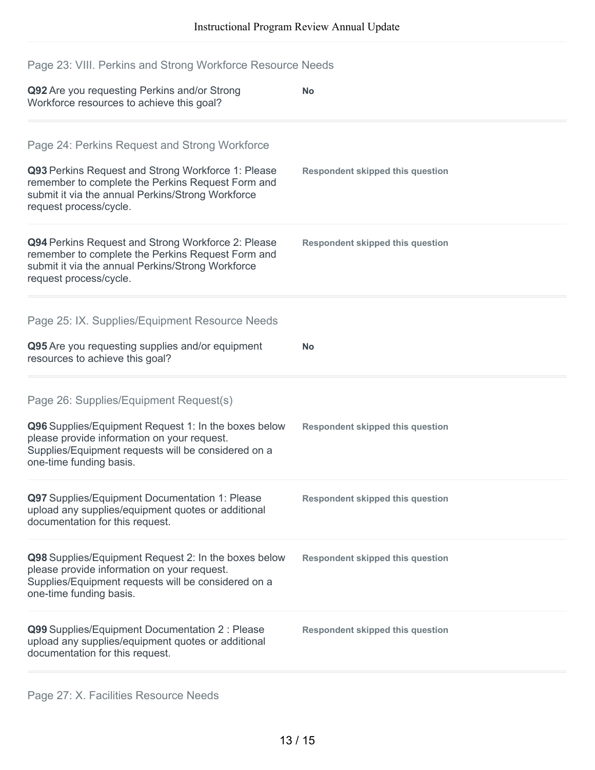## Page 23: VIII. Perkins and Strong Workforce Resource Needs

**Q92** Are you requesting Perkins and/or Strong Workforce resources to achieve this goal?

**No**

## Page 24: Perkins Request and Strong Workforce

**Q93** Perkins Request and Strong Workforce 1: Please remember to complete the Perkins Request Form and submit it via the annual Perkins/Strong Workforce request process/cycle.

**Respondent skipped this question**

**Q94** Perkins Request and Strong Workforce 2: Please remember to complete the Perkins Request Form and submit it via the annual Perkins/Strong Workforce request process/cycle.

**Respondent skipped this question**

## Page 25: IX. Supplies/Equipment Resource Needs

**Q95** Are you requesting supplies and/or equipment resources to achieve this goal?

**No**

## Page 26: Supplies/Equipment Request(s)

**Q96** Supplies/Equipment Request 1: In the boxes below please provide information on your request. Supplies/Equipment requests will be considered on a one-time funding basis.

**Respondent skipped this question**

**Q97** Supplies/Equipment Documentation 1: Please upload any supplies/equipment quotes or additional documentation for this request.

**Respondent skipped this question**

**Q98** Supplies/Equipment Request 2: In the boxes below please provide information on your request. Supplies/Equipment requests will be considered on a one-time funding basis.

**Respondent skipped this question**

**Q99** Supplies/Equipment Documentation 2 : Please upload any supplies/equipment quotes or additional documentation for this request.

**Respondent skipped this question**

## Page 27: X. Facilities Resource Needs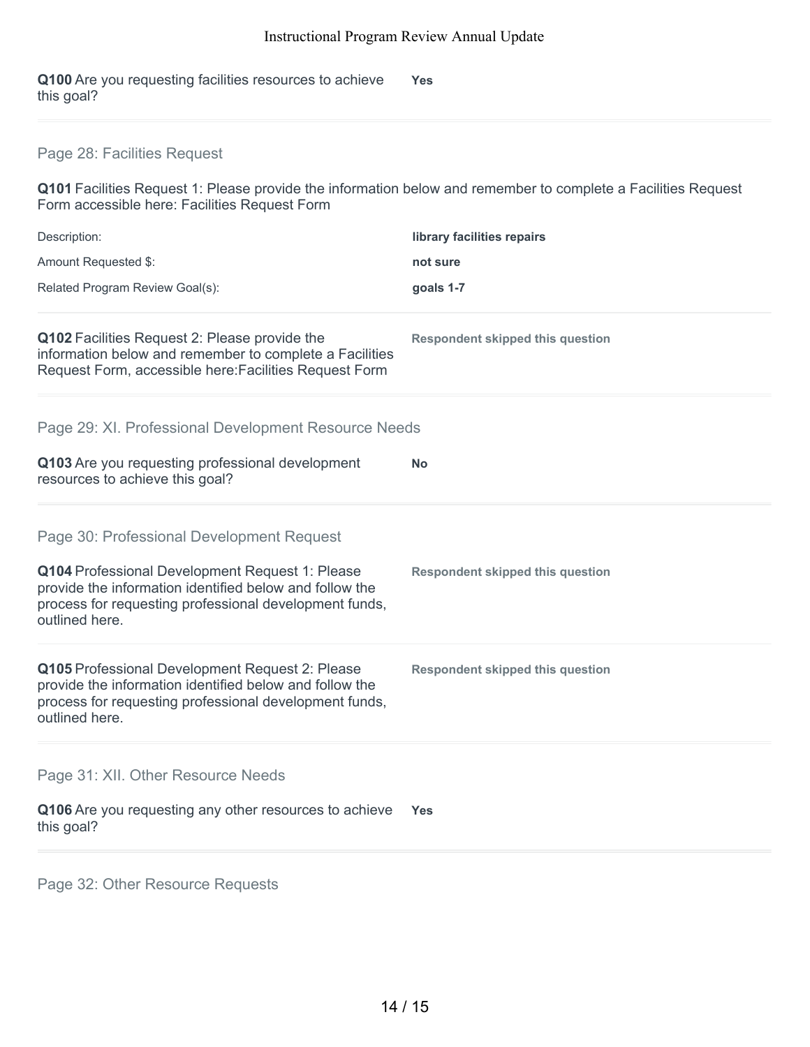**Q100** Are you requesting facilities resources to achieve this goal? **Yes**

## Page 28: Facilities Request

**Q101** Facilities Request 1: Please provide the information below and remember to complete a Facilities Request Form accessible here: Facilities Request Form

| | |
|---|---|
| Description: | **library facilities repairs** |
| Amount Requested $: | **not sure** |
| Related Program Review Goal(s): | **goals 1-7** |

**Q102** Facilities Request 2: Please provide the information below and remember to complete a Facilities Request Form, accessible here:Facilities Request Form — **Respondent skipped this question**

## Page 29: XI. Professional Development Resource Needs

**Q103** Are you requesting professional development resources to achieve this goal? **No**

## Page 30: Professional Development Request

**Q104** Professional Development Request 1: Please provide the information identified below and follow the process for requesting professional development funds, outlined here. — **Respondent skipped this question**

**Q105** Professional Development Request 2: Please provide the information identified below and follow the process for requesting professional development funds, outlined here. — **Respondent skipped this question**

## Page 31: XII. Other Resource Needs

**Q106** Are you requesting any other resources to achieve this goal? **Yes**

## Page 32: Other Resource Requests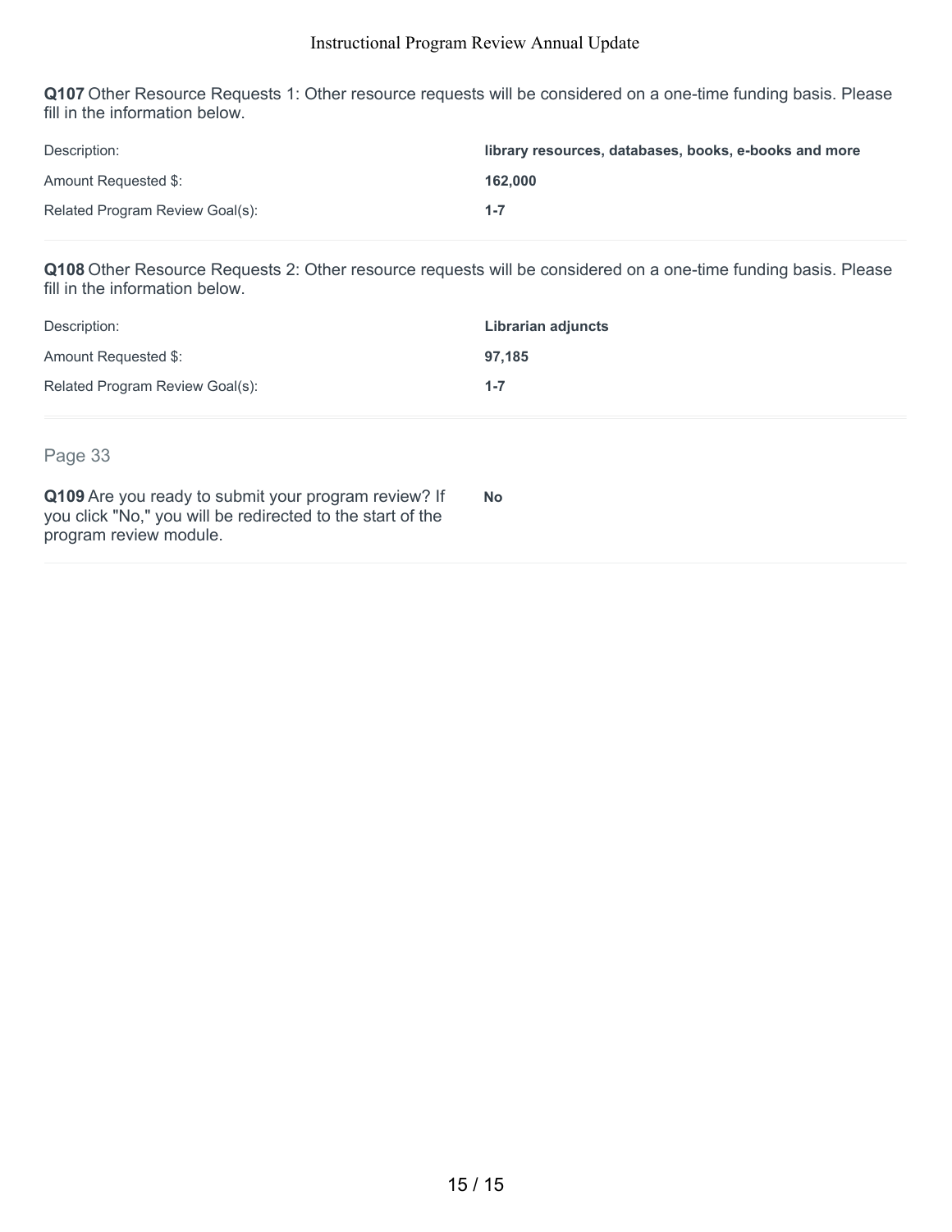**Q107** Other Resource Requests 1: Other resource requests will be considered on a one-time funding basis. Please fill in the information below.

| | |
|---|---|
| Description: | **library resources, databases, books, e-books and more** |
| Amount Requested $: | **162,000** |
| Related Program Review Goal(s): | **1-7** |

**Q108** Other Resource Requests 2: Other resource requests will be considered on a one-time funding basis. Please fill in the information below.

| | |
|---|---|
| Description: | **Librarian adjuncts** |
| Amount Requested $: | **97,185** |
| Related Program Review Goal(s): | **1-7** |

Page 33

**Q109** Are you ready to submit your program review? If you click "No," you will be redirected to the start of the program review module.

**No**